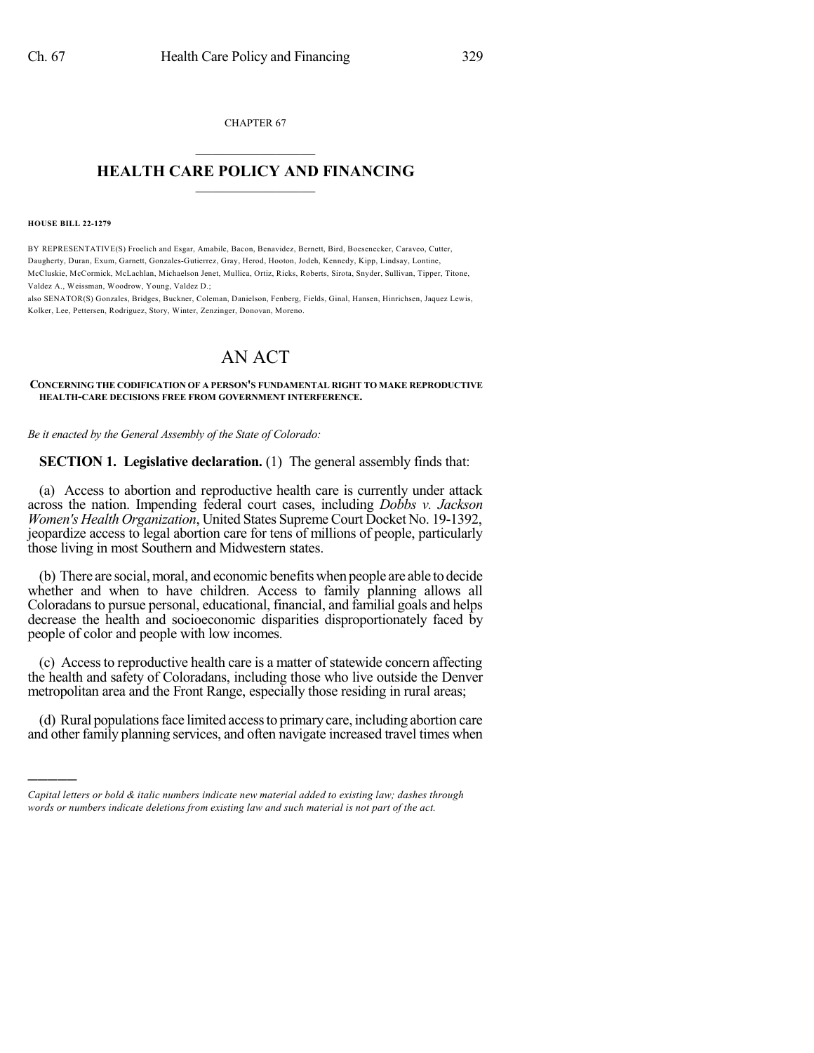CHAPTER 67

# HEALTH CARE POLICY AND FINANCING

**HOUSE BILL 22-1279**

BY REPRESENTATIVE(S) Froelich and Esgar, Amabile, Bacon, Benavidez, Bernett, Bird, Boesenecker, Caraveo, Cutter, Daugherty, Duran, Exum, Garnett, Gonzales-Gutierrez, Gray, Herod, Hooton, Jodeh, Kennedy, Kipp, Lindsay, Lontine, McCluskie, McCormick, McLachlan, Michaelson Jenet, Mullica, Ortiz, Ricks, Roberts, Sirota, Snyder, Sullivan, Tipper, Titone, Valdez A., Weissman, Woodrow, Young, Valdez D.;
also SENATOR(S) Gonzales, Bridges, Buckner, Coleman, Danielson, Fenberg, Fields, Ginal, Hansen, Hinrichsen, Jaquez Lewis, Kolker, Lee, Pettersen, Rodriguez, Story, Winter, Zenzinger, Donovan, Moreno.

# AN ACT

**CONCERNING THE CODIFICATION OF A PERSON'S FUNDAMENTAL RIGHT TO MAKE REPRODUCTIVE HEALTH-CARE DECISIONS FREE FROM GOVERNMENT INTERFERENCE.**

*Be it enacted by the General Assembly of the State of Colorado:*

**SECTION 1. Legislative declaration.** (1) The general assembly finds that:

(a) Access to abortion and reproductive health care is currently under attack across the nation. Impending federal court cases, including *Dobbs v. Jackson Women's Health Organization*, United States Supreme Court Docket No. 19-1392, jeopardize access to legal abortion care for tens of millions of people, particularly those living in most Southern and Midwestern states.

(b) There are social, moral, and economic benefits when people are able to decide whether and when to have children. Access to family planning allows all Coloradans to pursue personal, educational, financial, and familial goals and helps decrease the health and socioeconomic disparities disproportionately faced by people of color and people with low incomes.

(c) Access to reproductive health care is a matter of statewide concern affecting the health and safety of Coloradans, including those who live outside the Denver metropolitan area and the Front Range, especially those residing in rural areas;

(d) Rural populations face limited access to primary care, including abortion care and other family planning services, and often navigate increased travel times when

*Capital letters or bold & italic numbers indicate new material added to existing law; dashes through words or numbers indicate deletions from existing law and such material is not part of the act.*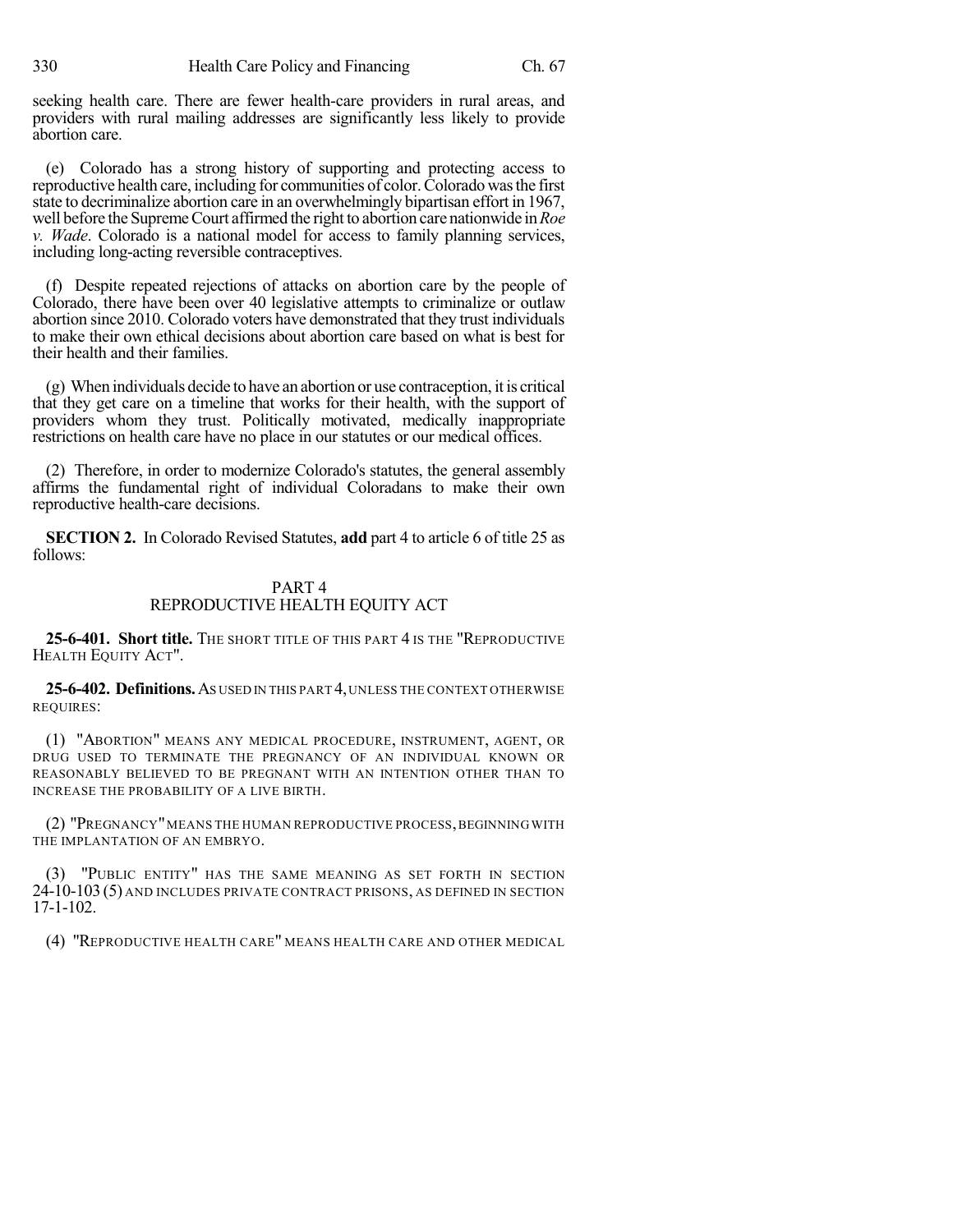seeking health care. There are fewer health-care providers in rural areas, and providers with rural mailing addresses are significantly less likely to provide abortion care.

(e) Colorado has a strong history of supporting and protecting access to reproductive health care, including for communities of color. Colorado was the first state to decriminalize abortion care in an overwhelmingly bipartisan effort in 1967, well before the Supreme Court affirmed the right to abortion care nationwide in *Roe v. Wade*. Colorado is a national model for access to family planning services, including long-acting reversible contraceptives.

(f) Despite repeated rejections of attacks on abortion care by the people of Colorado, there have been over 40 legislative attempts to criminalize or outlaw abortion since 2010. Colorado voters have demonstrated that they trust individuals to make their own ethical decisions about abortion care based on what is best for their health and their families.

(g) When individuals decide to have an abortion or use contraception, it is critical that they get care on a timeline that works for their health, with the support of providers whom they trust. Politically motivated, medically inappropriate restrictions on health care have no place in our statutes or our medical offices.

(2) Therefore, in order to modernize Colorado's statutes, the general assembly affirms the fundamental right of individual Coloradans to make their own reproductive health-care decisions.

**SECTION 2.** In Colorado Revised Statutes, **add** part 4 to article 6 of title 25 as follows:

## PART 4
## REPRODUCTIVE HEALTH EQUITY ACT

**25-6-401. Short title.** THE SHORT TITLE OF THIS PART 4 IS THE "REPRODUCTIVE HEALTH EQUITY ACT".

**25-6-402. Definitions.** AS USED IN THIS PART 4, UNLESS THE CONTEXT OTHERWISE REQUIRES:

(1) "ABORTION" MEANS ANY MEDICAL PROCEDURE, INSTRUMENT, AGENT, OR DRUG USED TO TERMINATE THE PREGNANCY OF AN INDIVIDUAL KNOWN OR REASONABLY BELIEVED TO BE PREGNANT WITH AN INTENTION OTHER THAN TO INCREASE THE PROBABILITY OF A LIVE BIRTH.

(2) "PREGNANCY" MEANS THE HUMAN REPRODUCTIVE PROCESS, BEGINNING WITH THE IMPLANTATION OF AN EMBRYO.

(3) "PUBLIC ENTITY" HAS THE SAME MEANING AS SET FORTH IN SECTION 24-10-103 (5) AND INCLUDES PRIVATE CONTRACT PRISONS, AS DEFINED IN SECTION 17-1-102.

(4) "REPRODUCTIVE HEALTH CARE" MEANS HEALTH CARE AND OTHER MEDICAL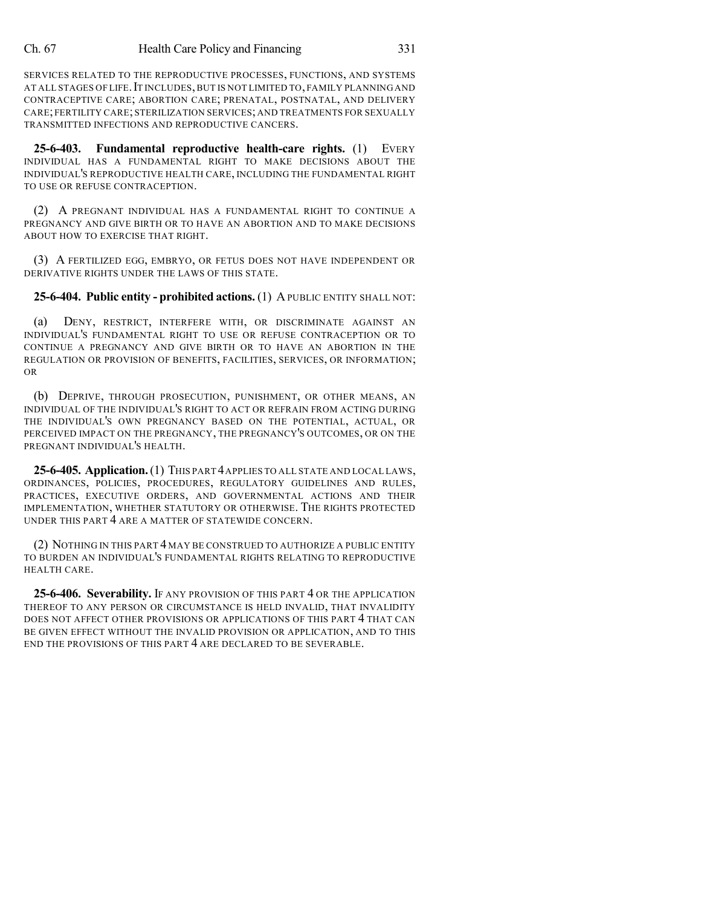SERVICES RELATED TO THE REPRODUCTIVE PROCESSES, FUNCTIONS, AND SYSTEMS AT ALL STAGES OF LIFE. IT INCLUDES, BUT IS NOT LIMITED TO, FAMILY PLANNING AND CONTRACEPTIVE CARE; ABORTION CARE; PRENATAL, POSTNATAL, AND DELIVERY CARE; FERTILITY CARE; STERILIZATION SERVICES; AND TREATMENTS FOR SEXUALLY TRANSMITTED INFECTIONS AND REPRODUCTIVE CANCERS.

**25-6-403. Fundamental reproductive health-care rights.** (1) EVERY INDIVIDUAL HAS A FUNDAMENTAL RIGHT TO MAKE DECISIONS ABOUT THE INDIVIDUAL'S REPRODUCTIVE HEALTH CARE, INCLUDING THE FUNDAMENTAL RIGHT TO USE OR REFUSE CONTRACEPTION.

(2) A PREGNANT INDIVIDUAL HAS A FUNDAMENTAL RIGHT TO CONTINUE A PREGNANCY AND GIVE BIRTH OR TO HAVE AN ABORTION AND TO MAKE DECISIONS ABOUT HOW TO EXERCISE THAT RIGHT.

(3) A FERTILIZED EGG, EMBRYO, OR FETUS DOES NOT HAVE INDEPENDENT OR DERIVATIVE RIGHTS UNDER THE LAWS OF THIS STATE.

**25-6-404. Public entity - prohibited actions.** (1) A PUBLIC ENTITY SHALL NOT:

(a) DENY, RESTRICT, INTERFERE WITH, OR DISCRIMINATE AGAINST AN INDIVIDUAL'S FUNDAMENTAL RIGHT TO USE OR REFUSE CONTRACEPTION OR TO CONTINUE A PREGNANCY AND GIVE BIRTH OR TO HAVE AN ABORTION IN THE REGULATION OR PROVISION OF BENEFITS, FACILITIES, SERVICES, OR INFORMATION; OR

(b) DEPRIVE, THROUGH PROSECUTION, PUNISHMENT, OR OTHER MEANS, AN INDIVIDUAL OF THE INDIVIDUAL'S RIGHT TO ACT OR REFRAIN FROM ACTING DURING THE INDIVIDUAL'S OWN PREGNANCY BASED ON THE POTENTIAL, ACTUAL, OR PERCEIVED IMPACT ON THE PREGNANCY, THE PREGNANCY'S OUTCOMES, OR ON THE PREGNANT INDIVIDUAL'S HEALTH.

**25-6-405. Application.** (1) THIS PART 4 APPLIES TO ALL STATE AND LOCAL LAWS, ORDINANCES, POLICIES, PROCEDURES, REGULATORY GUIDELINES AND RULES, PRACTICES, EXECUTIVE ORDERS, AND GOVERNMENTAL ACTIONS AND THEIR IMPLEMENTATION, WHETHER STATUTORY OR OTHERWISE. THE RIGHTS PROTECTED UNDER THIS PART 4 ARE A MATTER OF STATEWIDE CONCERN.

(2) NOTHING IN THIS PART 4 MAY BE CONSTRUED TO AUTHORIZE A PUBLIC ENTITY TO BURDEN AN INDIVIDUAL'S FUNDAMENTAL RIGHTS RELATING TO REPRODUCTIVE HEALTH CARE.

**25-6-406. Severability.** IF ANY PROVISION OF THIS PART 4 OR THE APPLICATION THEREOF TO ANY PERSON OR CIRCUMSTANCE IS HELD INVALID, THAT INVALIDITY DOES NOT AFFECT OTHER PROVISIONS OR APPLICATIONS OF THIS PART 4 THAT CAN BE GIVEN EFFECT WITHOUT THE INVALID PROVISION OR APPLICATION, AND TO THIS END THE PROVISIONS OF THIS PART 4 ARE DECLARED TO BE SEVERABLE.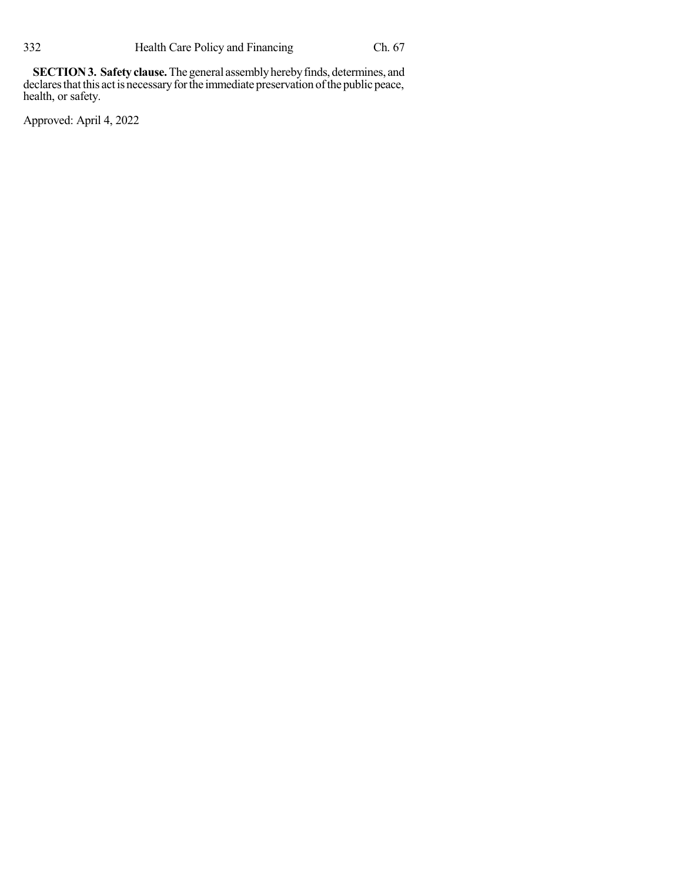**SECTION 3. Safety clause.** The general assembly hereby finds, determines, and declares that this act is necessary for the immediate preservation of the public peace, health, or safety.

Approved: April 4, 2022